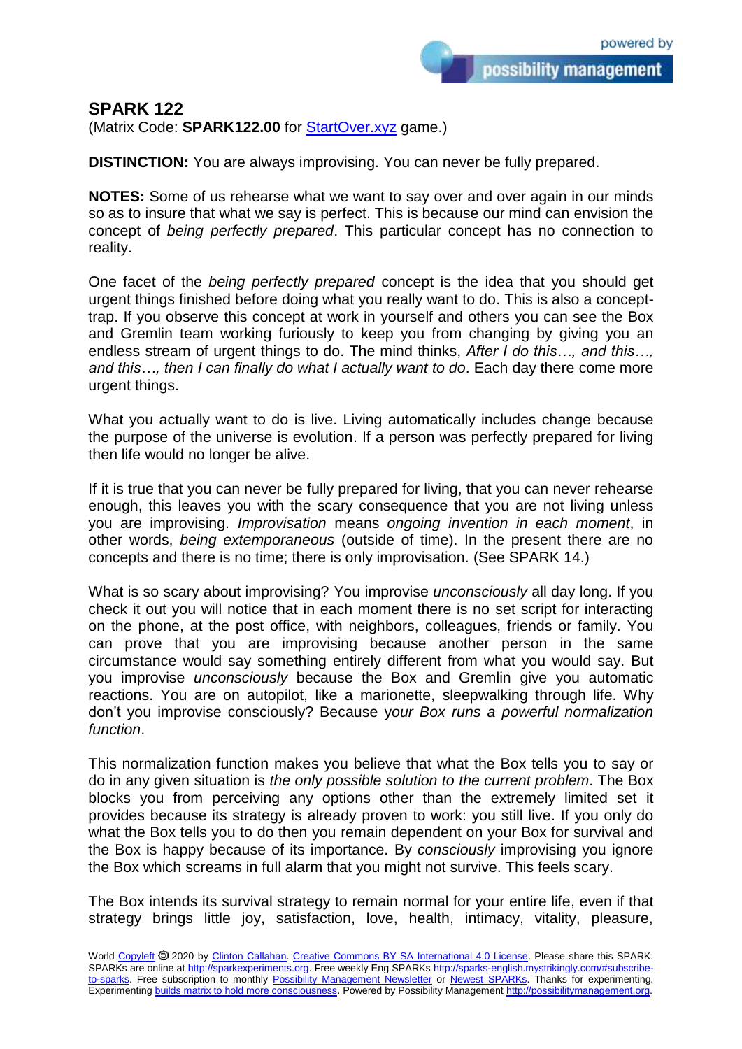## SPARK 122

(Matrix Code: **SPARK122.00** for [StartOver.xyz](StartOver.xyz) game.)

**DISTINCTION:** You are always improvising. You can never be fully prepared.

**NOTES:** Some of us rehearse what we want to say over and over again in our minds so as to insure that what we say is perfect. This is because our mind can envision the concept of *being perfectly prepared*. This particular concept has no connection to reality.

One facet of the *being perfectly prepared* concept is the idea that you should get urgent things finished before doing what you really want to do. This is also a concept-trap. If you observe this concept at work in yourself and others you can see the Box and Gremlin team working furiously to keep you from changing by giving you an endless stream of urgent things to do. The mind thinks, *After I do this…, and this…, and this…, then I can finally do what I actually want to do*. Each day there come more urgent things.

What you actually want to do is live. Living automatically includes change because the purpose of the universe is evolution. If a person was perfectly prepared for living then life would no longer be alive.

If it is true that you can never be fully prepared for living, that you can never rehearse enough, this leaves you with the scary consequence that you are not living unless you are improvising. *Improvisation* means *ongoing invention in each moment*, in other words, *being extemporaneous* (outside of time). In the present there are no concepts and there is no time; there is only improvisation. (See SPARK 14.)

What is so scary about improvising? You improvise *unconsciously* all day long. If you check it out you will notice that in each moment there is no set script for interacting on the phone, at the post office, with neighbors, colleagues, friends or family. You can prove that you are improvising because another person in the same circumstance would say something entirely different from what you would say. But you improvise *unconsciously* because the Box and Gremlin give you automatic reactions. You are on autopilot, like a marionette, sleepwalking through life. Why don't you improvise consciously? Because *your Box runs a powerful normalization function*.

This normalization function makes you believe that what the Box tells you to say or do in any given situation is *the only possible solution to the current problem*. The Box blocks you from perceiving any options other than the extremely limited set it provides because its strategy is already proven to work: you still live. If you only do what the Box tells you to do then you remain dependent on your Box for survival and the Box is happy because of its importance. By *consciously* improvising you ignore the Box which screams in full alarm that you might not survive. This feels scary.

The Box intends its survival strategy to remain normal for your entire life, even if that strategy brings little joy, satisfaction, love, health, intimacy, vitality, pleasure,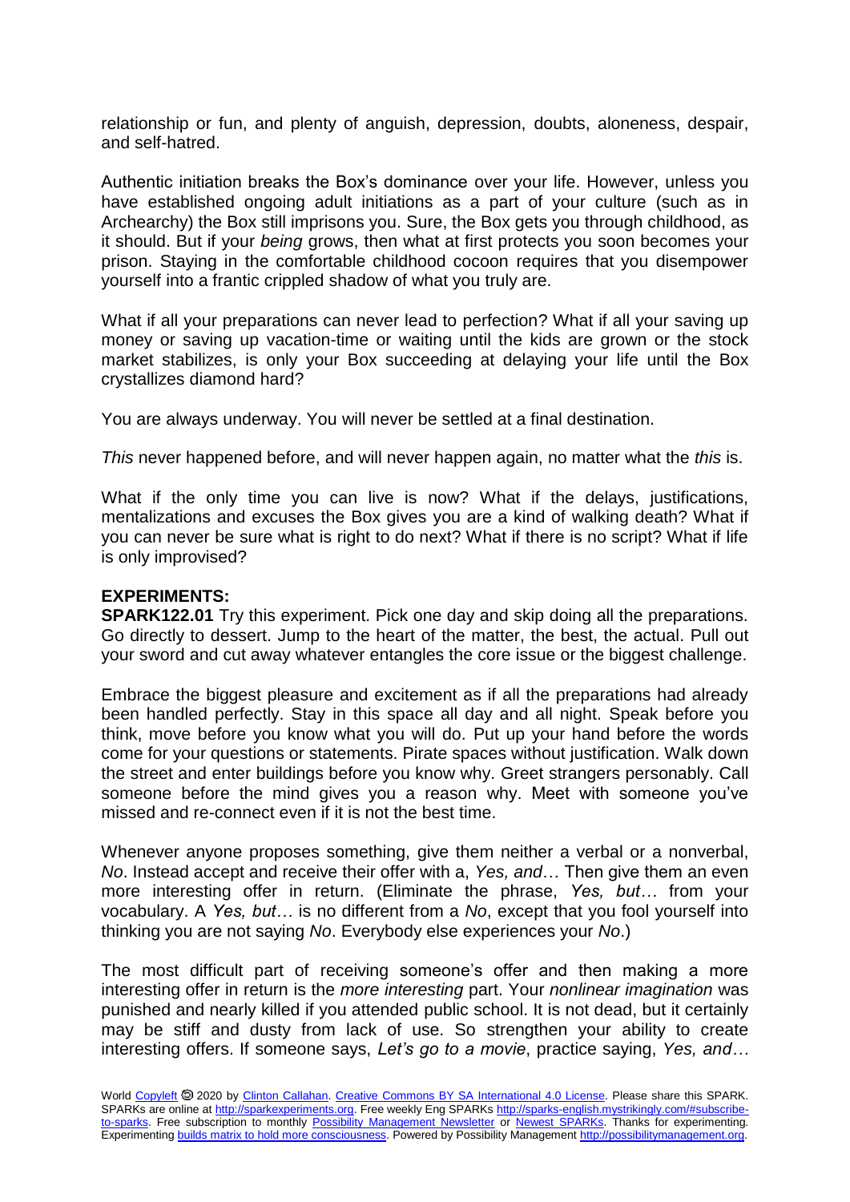relationship or fun, and plenty of anguish, depression, doubts, aloneness, despair, and self-hatred.

Authentic initiation breaks the Box's dominance over your life. However, unless you have established ongoing adult initiations as a part of your culture (such as in Archearchy) the Box still imprisons you. Sure, the Box gets you through childhood, as it should. But if your *being* grows, then what at first protects you soon becomes your prison. Staying in the comfortable childhood cocoon requires that you disempower yourself into a frantic crippled shadow of what you truly are.

What if all your preparations can never lead to perfection? What if all your saving up money or saving up vacation-time or waiting until the kids are grown or the stock market stabilizes, is only your Box succeeding at delaying your life until the Box crystallizes diamond hard?

You are always underway. You will never be settled at a final destination.

*This* never happened before, and will never happen again, no matter what the *this* is.

What if the only time you can live is now? What if the delays, justifications, mentalizations and excuses the Box gives you are a kind of walking death? What if you can never be sure what is right to do next? What if there is no script? What if life is only improvised?

**EXPERIMENTS:**
**SPARK122.01** Try this experiment. Pick one day and skip doing all the preparations. Go directly to dessert. Jump to the heart of the matter, the best, the actual. Pull out your sword and cut away whatever entangles the core issue or the biggest challenge.

Embrace the biggest pleasure and excitement as if all the preparations had already been handled perfectly. Stay in this space all day and all night. Speak before you think, move before you know what you will do. Put up your hand before the words come for your questions or statements. Pirate spaces without justification. Walk down the street and enter buildings before you know why. Greet strangers personally. Call someone before the mind gives you a reason why. Meet with someone you've missed and re-connect even if it is not the best time.

Whenever anyone proposes something, give them neither a verbal or a nonverbal, *No*. Instead accept and receive their offer with a, *Yes, and*… Then give them an even more interesting offer in return. (Eliminate the phrase, *Yes, but…* from your vocabulary. A *Yes, but…* is no different from a *No*, except that you fool yourself into thinking you are not saying *No*. Everybody else experiences your *No*.)

The most difficult part of receiving someone's offer and then making a more interesting offer in return is the *more interesting* part. Your *nonlinear imagination* was punished and nearly killed if you attended public school. It is not dead, but it certainly may be stiff and dusty from lack of use. So strengthen your ability to create interesting offers. If someone says, *Let's go to a movie*, practice saying, *Yes, and…*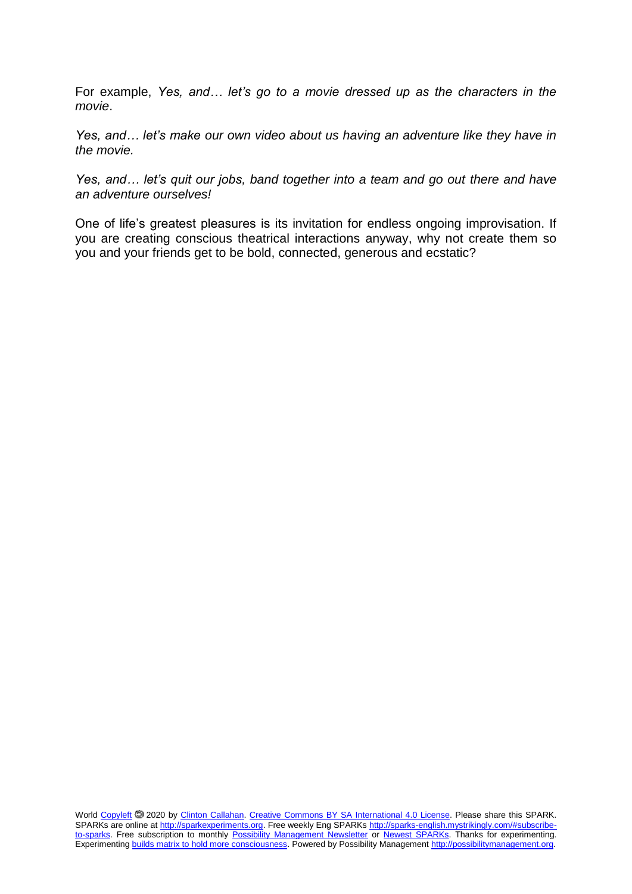For example, *Yes, and… let's go to a movie dressed up as the characters in the movie*.

*Yes, and… let's make our own video about us having an adventure like they have in the movie.*

*Yes, and… let's quit our jobs, band together into a team and go out there and have an adventure ourselves!*

One of life's greatest pleasures is its invitation for endless ongoing improvisation. If you are creating conscious theatrical interactions anyway, why not create them so you and your friends get to be bold, connected, generous and ecstatic?